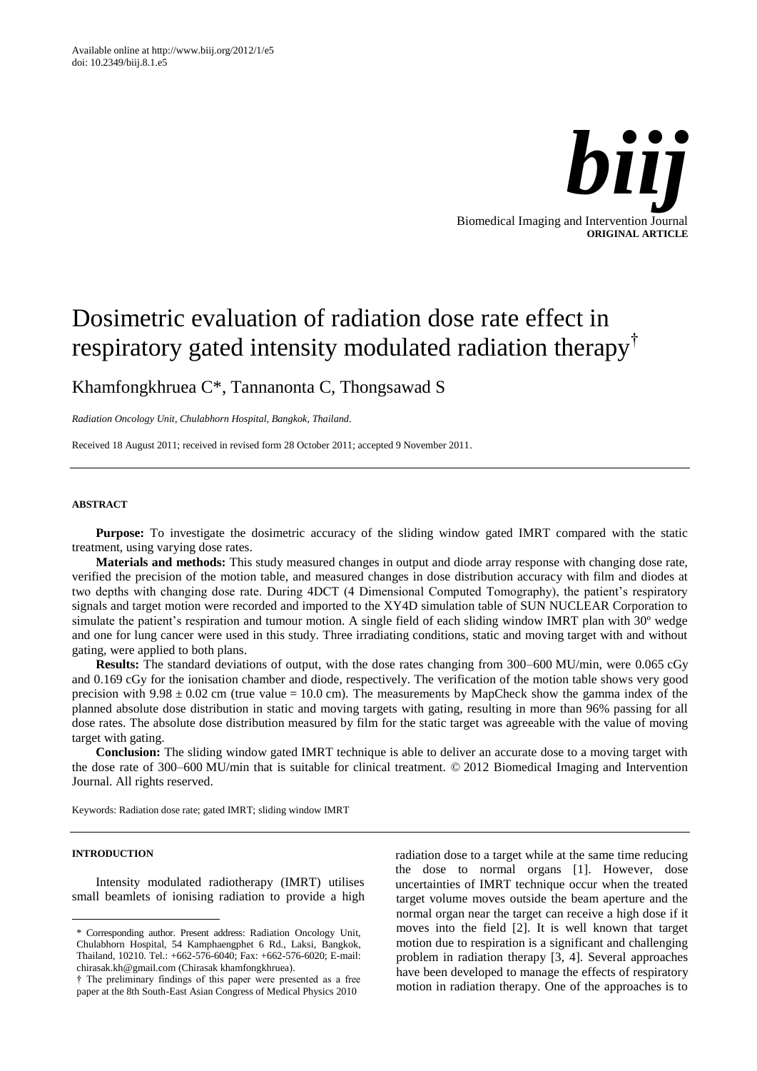Available online at http://www.biij.org/2012/1/e5
doi: 10.2349/biij.8.1.e5

***biij***

Biomedical Imaging and Intervention Journal

**ORIGINAL ARTICLE**

# Dosimetric evaluation of radiation dose rate effect in respiratory gated intensity modulated radiation therapy†

Khamfongkhruea C*, Tannanonta C, Thongsawad S

*Radiation Oncology Unit, Chulabhorn Hospital, Bangkok, Thailand.*

Received 18 August 2011; received in revised form 28 October 2011; accepted 9 November 2011.

---

#### ABSTRACT

**Purpose:** To investigate the dosimetric accuracy of the sliding window gated IMRT compared with the static treatment, using varying dose rates.

**Materials and methods:** This study measured changes in output and diode array response with changing dose rate, verified the precision of the motion table, and measured changes in dose distribution accuracy with film and diodes at two depths with changing dose rate. During 4DCT (4 Dimensional Computed Tomography), the patient's respiratory signals and target motion were recorded and imported to the XY4D simulation table of SUN NUCLEAR Corporation to simulate the patient's respiration and tumour motion. A single field of each sliding window IMRT plan with 30º wedge and one for lung cancer were used in this study. Three irradiating conditions, static and moving target with and without gating, were applied to both plans.

**Results:** The standard deviations of output, with the dose rates changing from 300–600 MU/min, were 0.065 cGy and 0.169 cGy for the ionisation chamber and diode, respectively. The verification of the motion table shows very good precision with $9.98 \pm 0.02$ cm (true value = 10.0 cm). The measurements by MapCheck show the gamma index of the planned absolute dose distribution in static and moving targets with gating, resulting in more than 96% passing for all dose rates. The absolute dose distribution measured by film for the static target was agreeable with the value of moving target with gating.

**Conclusion:** The sliding window gated IMRT technique is able to deliver an accurate dose to a moving target with the dose rate of 300–600 MU/min that is suitable for clinical treatment. © 2012 Biomedical Imaging and Intervention Journal. All rights reserved.

Keywords: Radiation dose rate; gated IMRT; sliding window IMRT

---

#### INTRODUCTION

Intensity modulated radiotherapy (IMRT) utilises small beamlets of ionising radiation to provide a high radiation dose to a target while at the same time reducing the dose to normal organs [1]. However, dose uncertainties of IMRT technique occur when the treated target volume moves outside the beam aperture and the normal organ near the target can receive a high dose if it moves into the field [2]. It is well known that target motion due to respiration is a significant and challenging problem in radiation therapy [3, 4]. Several approaches have been developed to manage the effects of respiratory motion in radiation therapy. One of the approaches is to

---

\* Corresponding author. Present address: Radiation Oncology Unit, Chulabhorn Hospital, 54 Kamphaengphet 6 Rd., Laksi, Bangkok, Thailand, 10210. Tel.: +662-576-6040; Fax: +662-576-6020; E-mail: chirasak.kh@gmail.com (Chirasak khamfongkhruea).

† The preliminary findings of this paper were presented as a free paper at the 8th South-East Asian Congress of Medical Physics 2010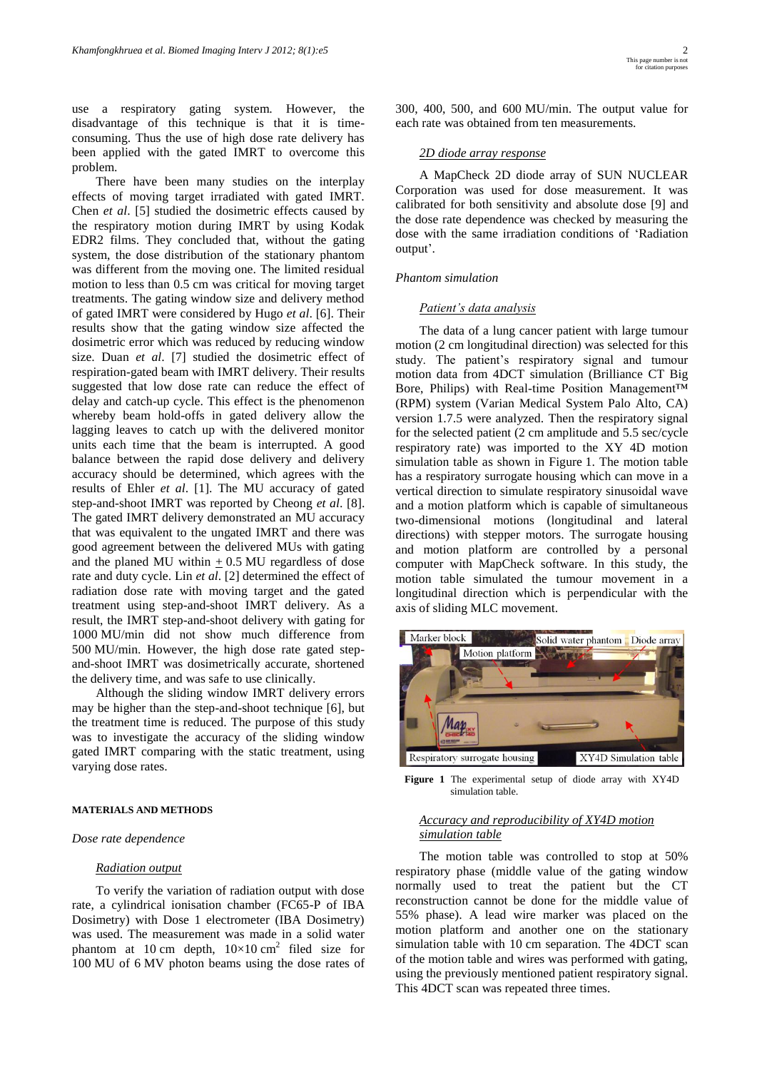use a respiratory gating system. However, the disadvantage of this technique is that it is time-consuming. Thus the use of high dose rate delivery has been applied with the gated IMRT to overcome this problem.

There have been many studies on the interplay effects of moving target irradiated with gated IMRT. Chen *et al*. [5] studied the dosimetric effects caused by the respiratory motion during IMRT by using Kodak EDR2 films. They concluded that, without the gating system, the dose distribution of the stationary phantom was different from the moving one. The limited residual motion to less than 0.5 cm was critical for moving target treatments. The gating window size and delivery method of gated IMRT were considered by Hugo *et al*. [6]. Their results show that the gating window size affected the dosimetric error which was reduced by reducing window size. Duan *et al*. [7] studied the dosimetric effect of respiration-gated beam with IMRT delivery. Their results suggested that low dose rate can reduce the effect of delay and catch-up cycle. This effect is the phenomenon whereby beam hold-offs in gated delivery allow the lagging leaves to catch up with the delivered monitor units each time that the beam is interrupted. A good balance between the rapid dose delivery and delivery accuracy should be determined, which agrees with the results of Ehler *et al*. [1]. The MU accuracy of gated step-and-shoot IMRT was reported by Cheong *et al*. [8]. The gated IMRT delivery demonstrated an MU accuracy that was equivalent to the ungated IMRT and there was good agreement between the delivered MUs with gating and the planed MU within $\pm$ 0.5 MU regardless of dose rate and duty cycle. Lin *et al*. [2] determined the effect of radiation dose rate with moving target and the gated treatment using step-and-shoot IMRT delivery. As a result, the IMRT step-and-shoot delivery with gating for 1000 MU/min did not show much difference from 500 MU/min. However, the high dose rate gated step-and-shoot IMRT was dosimetrically accurate, shortened the delivery time, and was safe to use clinically.

Although the sliding window IMRT delivery errors may be higher than the step-and-shoot technique [6], but the treatment time is reduced. The purpose of this study was to investigate the accuracy of the sliding window gated IMRT comparing with the static treatment, using varying dose rates.

## MATERIALS AND METHODS

### *Dose rate dependence*

#### Radiation output

To verify the variation of radiation output with dose rate, a cylindrical ionisation chamber (FC65-P of IBA Dosimetry) with Dose 1 electrometer (IBA Dosimetry) was used. The measurement was made in a solid water phantom at 10 cm depth, $10 \times 10$ cm$^2$ filed size for 100 MU of 6 MV photon beams using the dose rates of 300, 400, 500, and 600 MU/min. The output value for each rate was obtained from ten measurements.

#### 2D diode array response

A MapCheck 2D diode array of SUN NUCLEAR Corporation was used for dose measurement. It was calibrated for both sensitivity and absolute dose [9] and the dose rate dependence was checked by measuring the dose with the same irradiation conditions of 'Radiation output'.

### *Phantom simulation*

#### Patient's data analysis

The data of a lung cancer patient with large tumour motion (2 cm longitudinal direction) was selected for this study. The patient's respiratory signal and tumour motion data from 4DCT simulation (Brilliance CT Big Bore, Philips) with Real-time Position Management™ (RPM) system (Varian Medical System Palo Alto, CA) version 1.7.5 were analyzed. Then the respiratory signal for the selected patient (2 cm amplitude and 5.5 sec/cycle respiratory rate) was imported to the XY 4D motion simulation table as shown in Figure 1. The motion table has a respiratory surrogate housing which can move in a vertical direction to simulate respiratory sinusoidal wave and a motion platform which is capable of simultaneous two-dimensional motions (longitudinal and lateral directions) with stepper motors. The surrogate housing and motion platform are controlled by a personal computer with MapCheck software. In this study, the motion table simulated the tumour movement in a longitudinal direction which is perpendicular with the axis of sliding MLC movement.

**Figure 1** The experimental setup of diode array with XY4D simulation table.

#### Accuracy and reproducibility of XY4D motion simulation table

The motion table was controlled to stop at 50% respiratory phase (middle value of the gating window normally used to treat the patient but the CT reconstruction cannot be done for the middle value of 55% phase). A lead wire marker was placed on the motion platform and another one on the stationary simulation table with 10 cm separation. The 4DCT scan of the motion table and wires was performed with gating, using the previously mentioned patient respiratory signal. This 4DCT scan was repeated three times.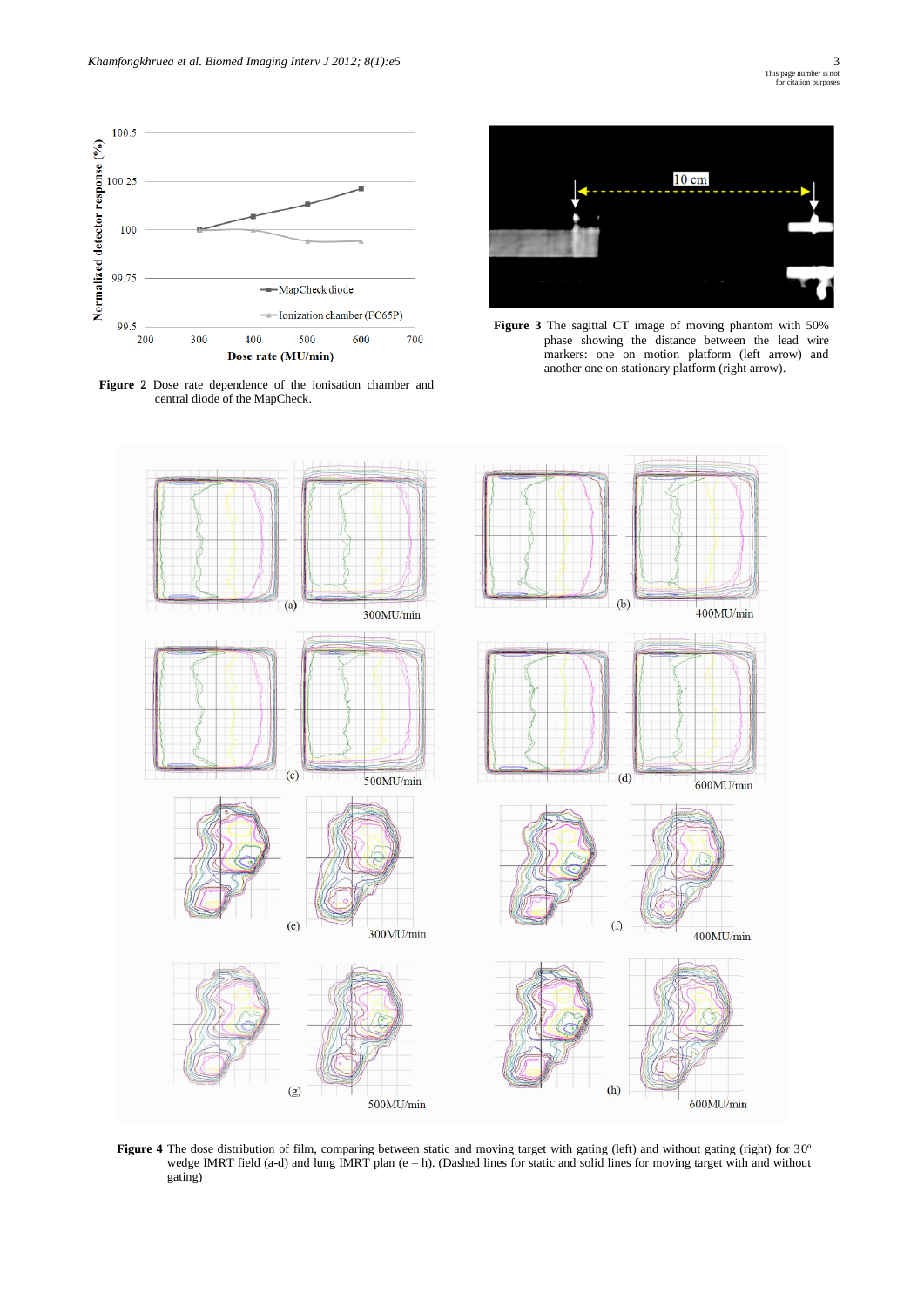Figure 2 Dose rate dependence of the ionisation chamber and central diode of the MapCheck.

Figure 3 The sagittal CT image of moving phantom with 50% phase showing the distance between the lead wire markers: one on motion platform (left arrow) and another one on stationary platform (right arrow).

Figure 4 The dose distribution of film, comparing between static and moving target with gating (left) and without gating (right) for 30º wedge IMRT field (a-d) and lung IMRT plan (e – h). (Dashed lines for static and solid lines for moving target with and without gating)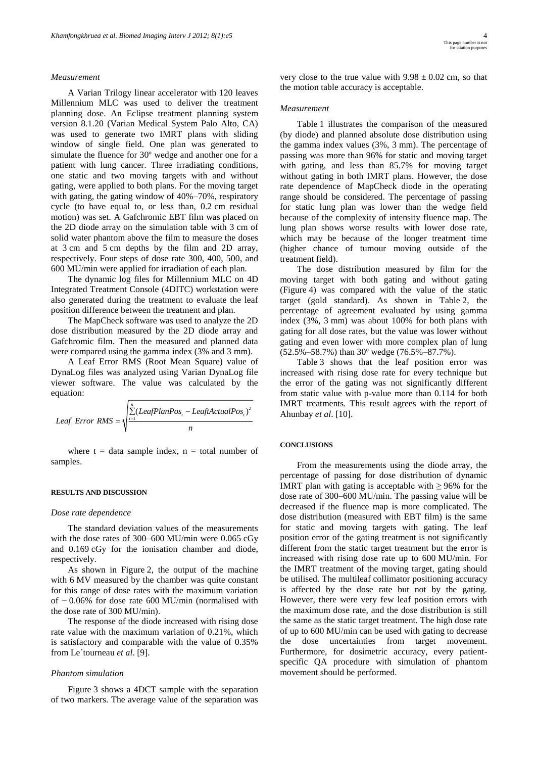### *Measurement*

A Varian Trilogy linear accelerator with 120 leaves Millennium MLC was used to deliver the treatment planning dose. An Eclipse treatment planning system version 8.1.20 (Varian Medical System Palo Alto, CA) was used to generate two IMRT plans with sliding window of single field. One plan was generated to simulate the fluence for 30º wedge and another one for a patient with lung cancer. Three irradiating conditions, one static and two moving targets with and without gating, were applied to both plans. For the moving target with gating, the gating window of 40%–70%, respiratory cycle (to have equal to, or less than, 0.2 cm residual motion) was set. A Gafchromic EBT film was placed on the 2D diode array on the simulation table with 3 cm of solid water phantom above the film to measure the doses at 3 cm and 5 cm depths by the film and 2D array, respectively. Four steps of dose rate 300, 400, 500, and 600 MU/min were applied for irradiation of each plan.

The dynamic log files for Millennium MLC on 4D Integrated Treatment Console (4DITC) workstation were also generated during the treatment to evaluate the leaf position difference between the treatment and plan.

The MapCheck software was used to analyze the 2D dose distribution measured by the 2D diode array and Gafchromic film. Then the measured and planned data were compared using the gamma index (3% and 3 mm).

A Leaf Error RMS (Root Mean Square) value of DynaLog files was analyzed using Varian DynaLog file viewer software. The value was calculated by the equation:

$$Leaf\ Error\ RMS = \sqrt{\frac{\sum_{t=1}^{n}(LeafPlanPos_t - LeaftActualPos_t)^2}{n}}$$

where t = data sample index, n = total number of samples.

## RESULTS AND DISCUSSION

### *Dose rate dependence*

The standard deviation values of the measurements with the dose rates of 300–600 MU/min were 0.065 cGy and 0.169 cGy for the ionisation chamber and diode, respectively.

As shown in Figure 2, the output of the machine with 6 MV measured by the chamber was quite constant for this range of dose rates with the maximum variation of − 0.06% for dose rate 600 MU/min (normalised with the dose rate of 300 MU/min).

The response of the diode increased with rising dose rate value with the maximum variation of 0.21%, which is satisfactory and comparable with the value of 0.35% from Le´tourneau *et al*. [9].

### *Phantom simulation*

Figure 3 shows a 4DCT sample with the separation of two markers. The average value of the separation was very close to the true value with 9.98 ± 0.02 cm, so that the motion table accuracy is acceptable.

### *Measurement*

Table 1 illustrates the comparison of the measured (by diode) and planned absolute dose distribution using the gamma index values (3%, 3 mm). The percentage of passing was more than 96% for static and moving target with gating, and less than 85.7% for moving target without gating in both IMRT plans. However, the dose rate dependence of MapCheck diode in the operating range should be considered. The percentage of passing for static lung plan was lower than the wedge field because of the complexity of intensity fluence map. The lung plan shows worse results with lower dose rate, which may be because of the longer treatment time (higher chance of tumour moving outside of the treatment field).

The dose distribution measured by film for the moving target with both gating and without gating (Figure 4) was compared with the value of the static target (gold standard). As shown in Table 2, the percentage of agreement evaluated by using gamma index (3%, 3 mm) was about 100% for both plans with gating for all dose rates, but the value was lower without gating and even lower with more complex plan of lung (52.5%–58.7%) than 30º wedge (76.5%–87.7%).

Table 3 shows that the leaf position error was increased with rising dose rate for every technique but the error of the gating was not significantly different from static value with p-value more than 0.114 for both IMRT treatments. This result agrees with the report of Ahunbay *et al*. [10].

## CONCLUSIONS

From the measurements using the diode array, the percentage of passing for dose distribution of dynamic IMRT plan with gating is acceptable with ≥ 96% for the dose rate of 300–600 MU/min. The passing value will be decreased if the fluence map is more complicated. The dose distribution (measured with EBT film) is the same for static and moving targets with gating. The leaf position error of the gating treatment is not significantly different from the static target treatment but the error is increased with rising dose rate up to 600 MU/min. For the IMRT treatment of the moving target, gating should be utilised. The multileaf collimator positioning accuracy is affected by the dose rate but not by the gating. However, there were very few leaf position errors with the maximum dose rate, and the dose distribution is still the same as the static target treatment. The high dose rate of up to 600 MU/min can be used with gating to decrease the dose uncertainties from target movement. Furthermore, for dosimetric accuracy, every patient-specific QA procedure with simulation of phantom movement should be performed.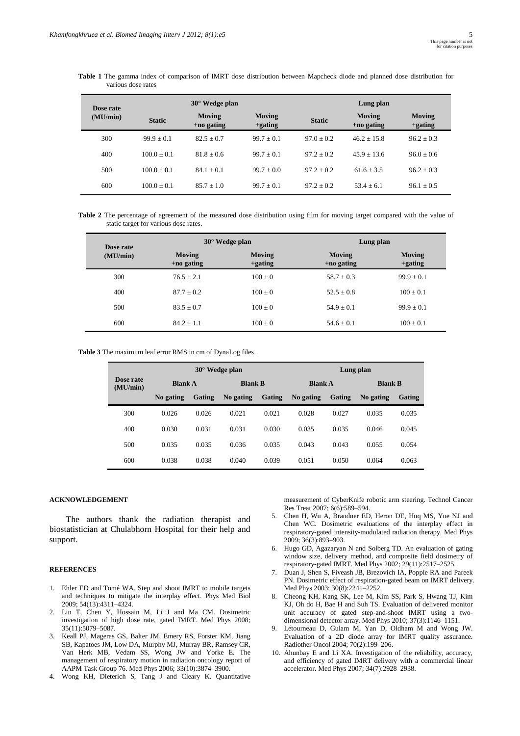**Table 1** The gamma index of comparison of IMRT dose distribution between Mapcheck diode and planned dose distribution for various dose rates

| Dose rate (MU/min) | 30° Wedge plan | | | Lung plan | | |
|---|---|---|---|---|---|---|
| | Static | Moving +no gating | Moving +gating | Static | Moving +no gating | Moving +gating |
| 300 | 99.9 ± 0.1 | 82.5 ± 0.7 | 99.7 ± 0.1 | 97.0 ± 0.2 | 46.2 ± 15.8 | 96.2 ± 0.3 |
| 400 | 100.0 ± 0.1 | 81.8 ± 0.6 | 99.7 ± 0.1 | 97.2 ± 0.2 | 45.9 ± 13.6 | 96.0 ± 0.6 |
| 500 | 100.0 ± 0.1 | 84.1 ± 0.1 | 99.7 ± 0.0 | 97.2 ± 0.2 | 61.6 ± 3.5 | 96.2 ± 0.3 |
| 600 | 100.0 ± 0.1 | 85.7 ± 1.0 | 99.7 ± 0.1 | 97.2 ± 0.2 | 53.4 ± 6.1 | 96.1 ± 0.5 |

**Table 2** The percentage of agreement of the measured dose distribution using film for moving target compared with the value of static target for various dose rates.

| Dose rate (MU/min) | 30° Wedge plan | | Lung plan | |
|---|---|---|---|---|
| | Moving +no gating | Moving +gating | Moving +no gating | Moving +gating |
| 300 | 76.5 ± 2.1 | 100 ± 0 | 58.7 ± 0.3 | 99.9 ± 0.1 |
| 400 | 87.7 ± 0.2 | 100 ± 0 | 52.5 ± 0.8 | 100 ± 0.1 |
| 500 | 83.5 ± 0.7 | 100 ± 0 | 54.9 ± 0.1 | 99.9 ± 0.1 |
| 600 | 84.2 ± 1.1 | 100 ± 0 | 54.6 ± 0.1 | 100 ± 0.1 |

**Table 3** The maximum leaf error RMS in cm of DynaLog files.

| Dose rate (MU/min) | 30° Wedge plan | | | | Lung plan | | | |
|---|---|---|---|---|---|---|---|---|
| | Blank A | | Blank B | | Blank A | | Blank B | |
| | No gating | Gating | No gating | Gating | No gating | Gating | No gating | Gating |
| 300 | 0.026 | 0.026 | 0.021 | 0.021 | 0.028 | 0.027 | 0.035 | 0.035 |
| 400 | 0.030 | 0.031 | 0.031 | 0.030 | 0.035 | 0.035 | 0.046 | 0.045 |
| 500 | 0.035 | 0.035 | 0.036 | 0.035 | 0.043 | 0.043 | 0.055 | 0.054 |
| 600 | 0.038 | 0.038 | 0.040 | 0.039 | 0.051 | 0.050 | 0.064 | 0.063 |

## ACKNOWLEDGEMENT

The authors thank the radiation therapist and biostatistician at Chulabhorn Hospital for their help and support.

## REFERENCES

1. Ehler ED and Tomé WA. Step and shoot IMRT to mobile targets and techniques to mitigate the interplay effect. Phys Med Biol 2009; 54(13):4311–4324.
2. Lin T, Chen Y, Hossain M, Li J and Ma CM. Dosimetric investigation of high dose rate, gated IMRT. Med Phys 2008; 35(11):5079–5087.
3. Keall PJ, Mageras GS, Balter JM, Emery RS, Forster KM, Jiang SB, Kapatoes JM, Low DA, Murphy MJ, Murray BR, Ramsey CR, Van Herk MB, Vedam SS, Wong JW and Yorke E. The management of respiratory motion in radiation oncology report of AAPM Task Group 76. Med Phys 2006; 33(10):3874–3900.
4. Wong KH, Dieterich S, Tang J and Cleary K. Quantitative measurement of CyberKnife robotic arm steering. Technol Cancer Res Treat 2007; 6(6):589–594.
5. Chen H, Wu A, Brandner ED, Heron DE, Huq MS, Yue NJ and Chen WC. Dosimetric evaluations of the interplay effect in respiratory-gated intensity-modulated radiation therapy. Med Phys 2009; 36(3):893–903.
6. Hugo GD, Agazaryan N and Solberg TD. An evaluation of gating window size, delivery method, and composite field dosimetry of respiratory-gated IMRT. Med Phys 2002; 29(11):2517–2525.
7. Duan J, Shen S, Fiveash JB, Brezovich IA, Popple RA and Pareek PN. Dosimetric effect of respiration-gated beam on IMRT delivery. Med Phys 2003; 30(8):2241–2252.
8. Cheong KH, Kang SK, Lee M, Kim SS, Park S, Hwang TJ, Kim KJ, Oh do H, Bae H and Suh TS. Evaluation of delivered monitor unit accuracy of gated step-and-shoot IMRT using a two-dimensional detector array. Med Phys 2010; 37(3):1146–1151.
9. Létourneau D, Gulam M, Yan D, Oldham M and Wong JW. Evaluation of a 2D diode array for IMRT quality assurance. Radiother Oncol 2004; 70(2):199–206.
10. Ahunbay E and Li XA. Investigation of the reliability, accuracy, and efficiency of gated IMRT delivery with a commercial linear accelerator. Med Phys 2007; 34(7):2928–2938.